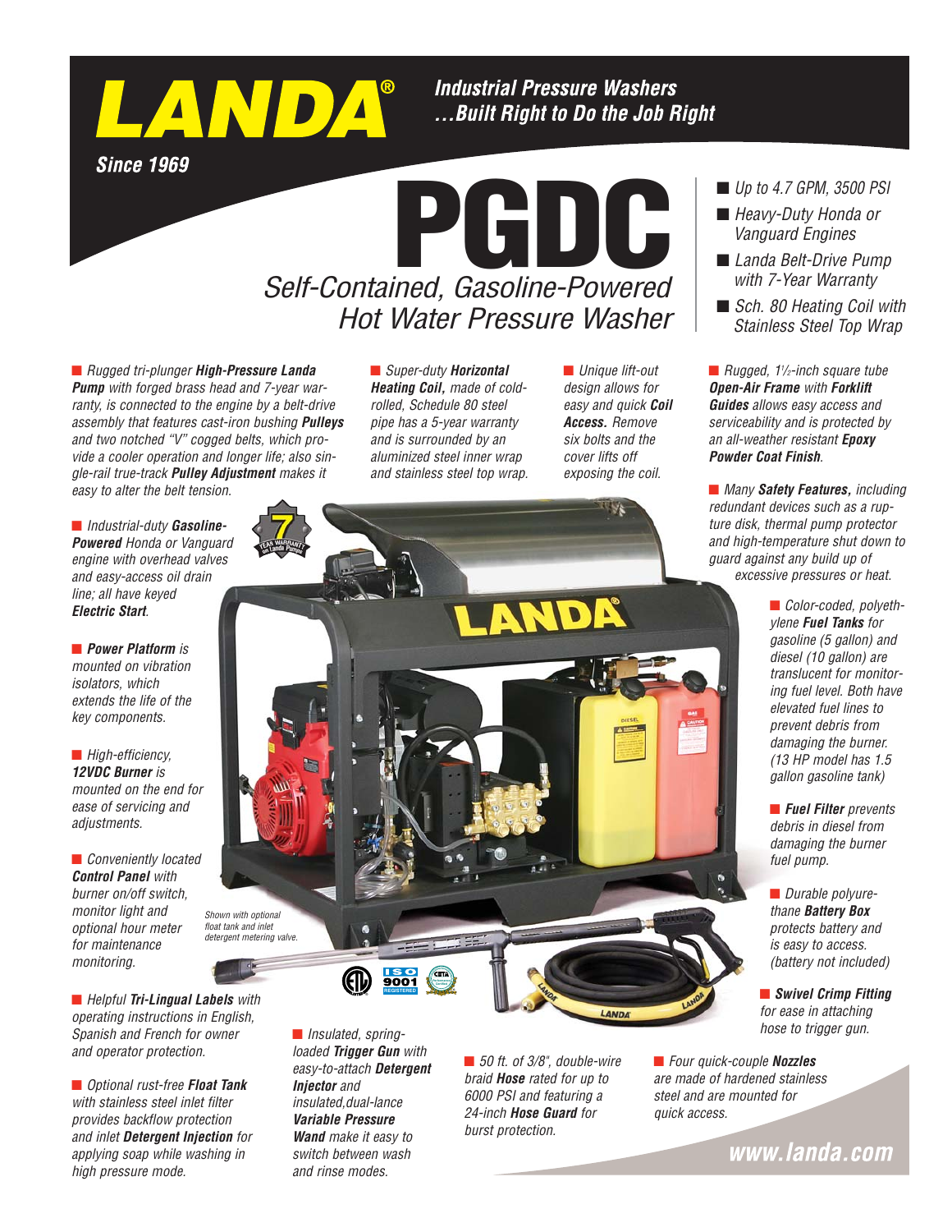# LANDA®

**Since 1969**

***Industrial Pressure Washers***
***...Built Right to Do the Job Right***

# PGDC

*Self-Contained, Gasoline-Powered Hot Water Pressure Washer*

- *Up to 4.7 GPM, 3500 PSI*
- *Heavy-Duty Honda or Vanguard Engines*
- *Landa Belt-Drive Pump with 7-Year Warranty*
- *Sch. 80 Heating Coil with Stainless Steel Top Wrap*

- *Rugged tri-plunger* ***High-Pressure Landa Pump*** *with forged brass head and 7-year warranty, is connected to the engine by a belt-drive assembly that features cast-iron bushing* ***Pulleys*** *and two notched "V" cogged belts, which provide a cooler operation and longer life; also single-rail true-track* ***Pulley Adjustment*** *makes it easy to alter the belt tension.*

- *Super-duty* ***Horizontal Heating Coil,*** *made of cold-rolled, Schedule 80 steel pipe has a 5-year warranty and is surrounded by an aluminized steel inner wrap and stainless steel top wrap.*

- *Unique lift-out design allows for easy and quick* ***Coil Access.*** *Remove six bolts and the cover lifts off exposing the coil.*

- *Rugged, 1½-inch square tube* ***Open-Air Frame*** *with* ***Forklift Guides*** *allows easy access and serviceability and is protected by an all-weather resistant* ***Epoxy Powder Coat Finish****.*

- *Industrial-duty* ***Gasoline-Powered*** *Honda or Vanguard engine with overhead valves and easy-access oil drain line; all have keyed* ***Electric Start****.*

7 YEAR WARRANTY on Landa Pumps

- *Many* ***Safety Features,*** *including redundant devices such as a rupture disk, thermal pump protector and high-temperature shut down to guard against any build up of excessive pressures or heat.*

- ***Power Platform*** *is mounted on vibration isolators, which extends the life of the key components.*

- *Color-coded, polyethylene* ***Fuel Tanks*** *for gasoline (5 gallon) and diesel (10 gallon) are translucent for monitoring fuel level. Both have elevated fuel lines to prevent debris from damaging the burner. (13 HP model has 1.5 gallon gasoline tank)*

- *High-efficiency,* ***12VDC Burner*** *is mounted on the end for ease of servicing and adjustments.*

- ***Fuel Filter*** *prevents debris in diesel from damaging the burner fuel pump.*

- *Conveniently located* ***Control Panel*** *with burner on/off switch, monitor light and optional hour meter for maintenance monitoring.*

*Shown with optional float tank and inlet detergent metering valve.*

- *Durable polyurethane* ***Battery Box*** *protects battery and is easy to access. (battery not included)*

- ***Swivel Crimp Fitting*** *for ease in attaching hose to trigger gun.*

- *Helpful* ***Tri-Lingual Labels*** *with operating instructions in English, Spanish and French for owner and operator protection.*

- *Optional rust-free* ***Float Tank*** *with stainless steel inlet filter provides backflow protection and inlet* ***Detergent Injection*** *for applying soap while washing in high pressure mode.*

- *Insulated, spring-loaded* ***Trigger Gun*** *with easy-to-attach* ***Detergent Injector*** *and insulated,dual-lance* ***Variable Pressure Wand*** *make it easy to switch between wash and rinse modes.*

- *50 ft. of 3/8", double-wire braid* ***Hose*** *rated for up to 6000 PSI and featuring a 24-inch* ***Hose Guard*** *for burst protection.*

- *Four quick-couple* ***Nozzles*** *are made of hardened stainless steel and are mounted for quick access.*

ISO 9001 REGISTERED

***www.landa.com***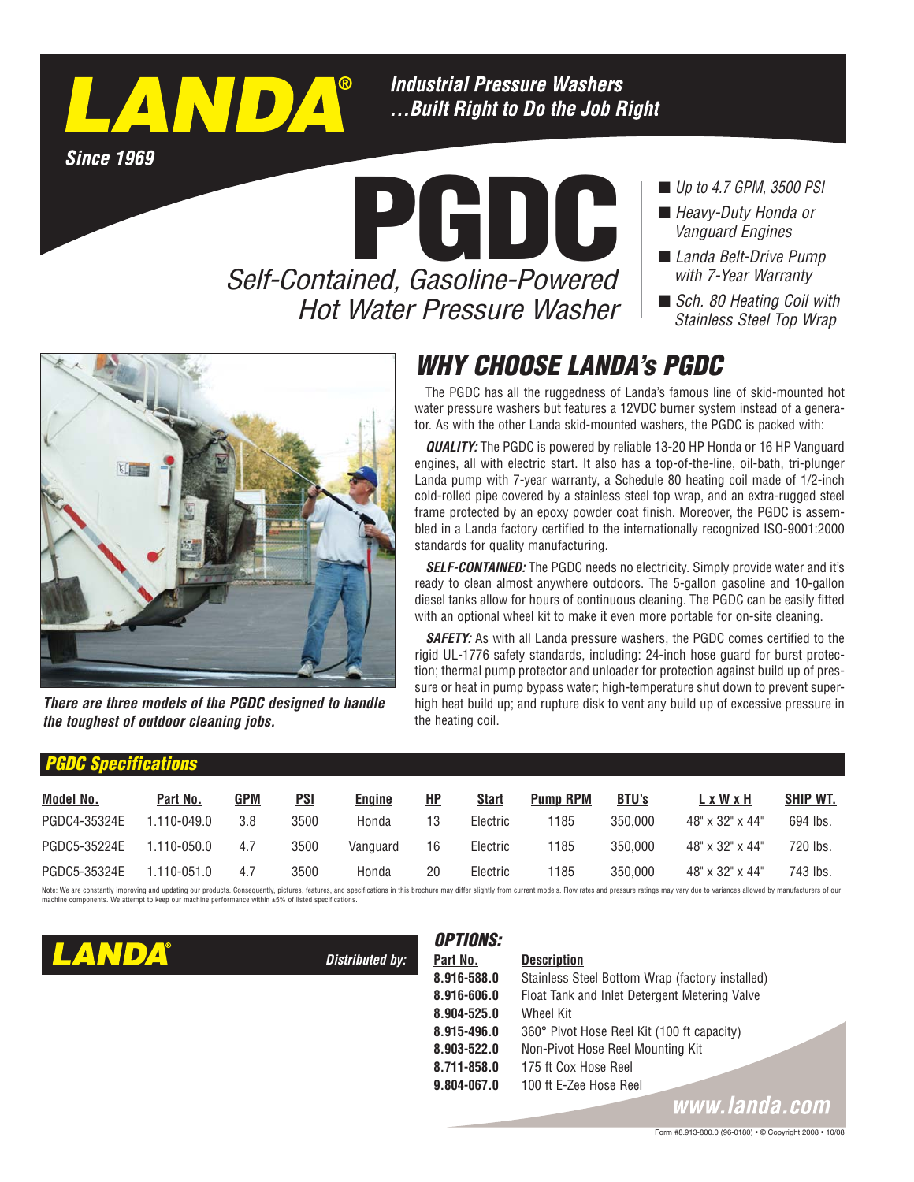# LANDA®

**Since 1969**

***Industrial Pressure Washers …Built Right to Do the Job Right***

# PGDC

*Self-Contained, Gasoline-Powered Hot Water Pressure Washer*

- *Up to 4.7 GPM, 3500 PSI*
- *Heavy-Duty Honda or Vanguard Engines*
- *Landa Belt-Drive Pump with 7-Year Warranty*
- *Sch. 80 Heating Coil with Stainless Steel Top Wrap*

***There are three models of the PGDC designed to handle the toughest of outdoor cleaning jobs.***

## *WHY CHOOSE LANDA's PGDC*

The PGDC has all the ruggedness of Landa's famous line of skid-mounted hot water pressure washers but features a 12VDC burner system instead of a generator. As with the other Landa skid-mounted washers, the PGDC is packed with:

***QUALITY:*** The PGDC is powered by reliable 13-20 HP Honda or 16 HP Vanguard engines, all with electric start. It also has a top-of-the-line, oil-bath, tri-plunger Landa pump with 7-year warranty, a Schedule 80 heating coil made of 1/2-inch cold-rolled pipe covered by a stainless steel top wrap, and an extra-rugged steel frame protected by an epoxy powder coat finish. Moreover, the PGDC is assembled in a Landa factory certified to the internationally recognized ISO-9001:2000 standards for quality manufacturing.

***SELF-CONTAINED:*** The PGDC needs no electricity. Simply provide water and it's ready to clean almost anywhere outdoors. The 5-gallon gasoline and 10-gallon diesel tanks allow for hours of continuous cleaning. The PGDC can be easily fitted with an optional wheel kit to make it even more portable for on-site cleaning.

***SAFETY:*** As with all Landa pressure washers, the PGDC comes certified to the rigid UL-1776 safety standards, including: 24-inch hose guard for burst protection; thermal pump protector and unloader for protection against build up of pressure or heat in pump bypass water; high-temperature shut down to prevent super-high heat build up; and rupture disk to vent any build up of excessive pressure in the heating coil.

## *PGDC Specifications*

| Model No. | Part No. | GPM | PSI | Engine | HP | Start | Pump RPM | BTU's | L x W x H | SHIP WT. |
|---|---|---|---|---|---|---|---|---|---|---|
| PGDC4-35324E | 1.110-049.0 | 3.8 | 3500 | Honda | 13 | Electric | 1185 | 350,000 | 48" x 32" x 44" | 694 lbs. |
| PGDC5-35224E | 1.110-050.0 | 4.7 | 3500 | Vanguard | 16 | Electric | 1185 | 350,000 | 48" x 32" x 44" | 720 lbs. |
| PGDC5-35324E | 1.110-051.0 | 4.7 | 3500 | Honda | 20 | Electric | 1185 | 350,000 | 48" x 32" x 44" | 743 lbs. |

Note: We are constantly improving and updating our products. Consequently, pictures, features, and specifications in this brochure may differ slightly from current models. Flow rates and pressure ratings may vary due to variances allowed by manufacturers of our machine components. We attempt to keep our machine performance within ±5% of listed specifications.

**LANDA®**

***Distributed by:***

### *OPTIONS:*

| Part No. | Description |
|---|---|
| 8.916-588.0 | Stainless Steel Bottom Wrap (factory installed) |
| 8.916-606.0 | Float Tank and Inlet Detergent Metering Valve |
| 8.904-525.0 | Wheel Kit |
| 8.915-496.0 | 360° Pivot Hose Reel Kit (100 ft capacity) |
| 8.903-522.0 | Non-Pivot Hose Reel Mounting Kit |
| 8.711-858.0 | 175 ft Cox Hose Reel |
| 9.804-067.0 | 100 ft E-Zee Hose Reel |

***www.landa.com***

Form #8.913-800.0 (96-0180) • © Copyright 2008 • 10/08